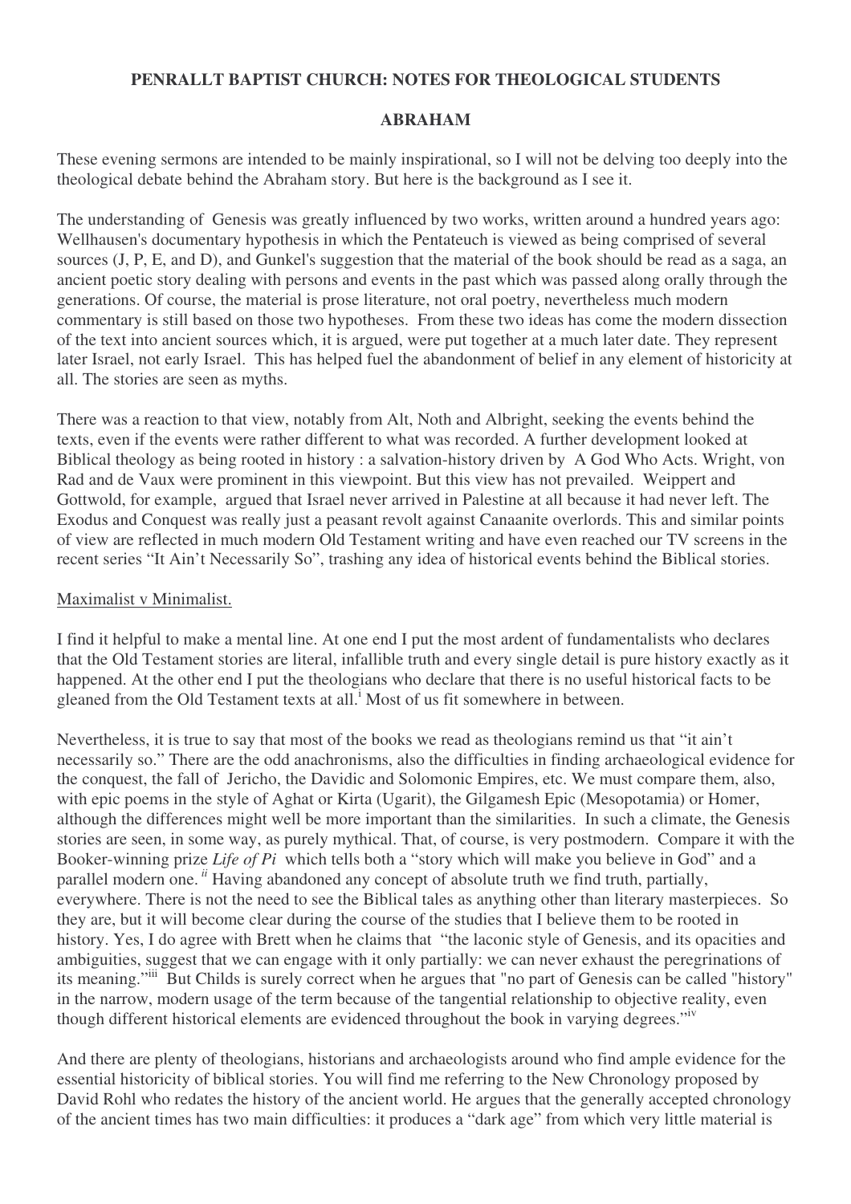**PENRALLT BAPTIST CHURCH: NOTES FOR THEOLOGICAL STUDENTS**

**ABRAHAM**

These evening sermons are intended to be mainly inspirational, so I will not be delving too deeply into the theological debate behind the Abraham story. But here is the background as I see it.

The understanding of Genesis was greatly influenced by two works, written around a hundred years ago: Wellhausen's documentary hypothesis in which the Pentateuch is viewed as being comprised of several sources (J, P, E, and D), and Gunkel's suggestion that the material of the book should be read as a saga, an ancient poetic story dealing with persons and events in the past which was passed along orally through the generations. Of course, the material is prose literature, not oral poetry, nevertheless much modern commentary is still based on those two hypotheses. From these two ideas has come the modern dissection of the text into ancient sources which, it is argued, were put together at a much later date. They represent later Israel, not early Israel. This has helped fuel the abandonment of belief in any element of historicity at all. The stories are seen as myths.

There was a reaction to that view, notably from Alt, Noth and Albright, seeking the events behind the texts, even if the events were rather different to what was recorded. A further development looked at Biblical theology as being rooted in history : a salvation-history driven by A God Who Acts. Wright, von Rad and de Vaux were prominent in this viewpoint. But this view has not prevailed. Weippert and Gottwold, for example, argued that Israel never arrived in Palestine at all because it had never left. The Exodus and Conquest was really just a peasant revolt against Canaanite overlords. This and similar points of view are reflected in much modern Old Testament writing and have even reached our TV screens in the recent series "It Ain't Necessarily So", trashing any idea of historical events behind the Biblical stories.

Maximalist v Minimalist.

I find it helpful to make a mental line. At one end I put the most ardent of fundamentalists who declares that the Old Testament stories are literal, infallible truth and every single detail is pure history exactly as it happened. At the other end I put the theologians who declare that there is no useful historical facts to be gleaned from the Old Testament texts at all.[i] Most of us fit somewhere in between.

Nevertheless, it is true to say that most of the books we read as theologians remind us that "it ain't necessarily so." There are the odd anachronisms, also the difficulties in finding archaeological evidence for the conquest, the fall of Jericho, the Davidic and Solomonic Empires, etc. We must compare them, also, with epic poems in the style of Aghat or Kirta (Ugarit), the Gilgamesh Epic (Mesopotamia) or Homer, although the differences might well be more important than the similarities. In such a climate, the Genesis stories are seen, in some way, as purely mythical. That, of course, is very postmodern. Compare it with the Booker-winning prize *Life of Pi* which tells both a "story which will make you believe in God" and a parallel modern one.[ii] Having abandoned any concept of absolute truth we find truth, partially, everywhere. There is not the need to see the Biblical tales as anything other than literary masterpieces. So they are, but it will become clear during the course of the studies that I believe them to be rooted in history. Yes, I do agree with Brett when he claims that "the laconic style of Genesis, and its opacities and ambiguities, suggest that we can engage with it only partially: we can never exhaust the peregrinations of its meaning."[iii] But Childs is surely correct when he argues that "no part of Genesis can be called "history" in the narrow, modern usage of the term because of the tangential relationship to objective reality, even though different historical elements are evidenced throughout the book in varying degrees."[iv]

And there are plenty of theologians, historians and archaeologists around who find ample evidence for the essential historicity of biblical stories. You will find me referring to the New Chronology proposed by David Rohl who redates the history of the ancient world. He argues that the generally accepted chronology of the ancient times has two main difficulties: it produces a "dark age" from which very little material is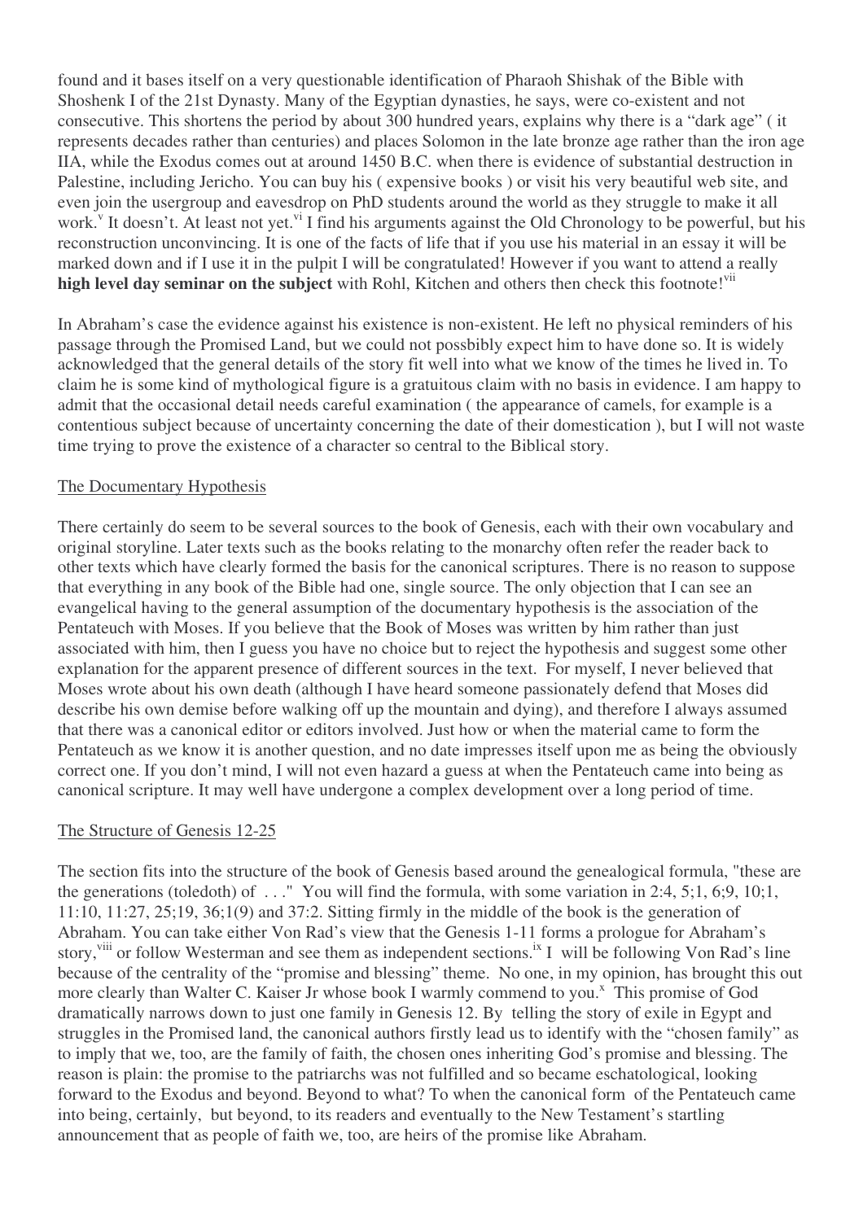found and it bases itself on a very questionable identification of Pharaoh Shishak of the Bible with Shoshenk I of the 21st Dynasty. Many of the Egyptian dynasties, he says, were co-existent and not consecutive. This shortens the period by about 300 hundred years, explains why there is a "dark age" ( it represents decades rather than centuries) and places Solomon in the late bronze age rather than the iron age IIA, while the Exodus comes out at around 1450 B.C. when there is evidence of substantial destruction in Palestine, including Jericho. You can buy his ( expensive books ) or visit his very beautiful web site, and even join the usergroup and eavesdrop on PhD students around the world as they struggle to make it all work.[v] It doesn't. At least not yet.[vi] I find his arguments against the Old Chronology to be powerful, but his reconstruction unconvincing. It is one of the facts of life that if you use his material in an essay it will be marked down and if I use it in the pulpit I will be congratulated! However if you want to attend a really **high level day seminar on the subject** with Rohl, Kitchen and others then check this footnote![vii]

In Abraham's case the evidence against his existence is non-existent. He left no physical reminders of his passage through the Promised Land, but we could not possbibly expect him to have done so. It is widely acknowledged that the general details of the story fit well into what we know of the times he lived in. To claim he is some kind of mythological figure is a gratuitous claim with no basis in evidence. I am happy to admit that the occasional detail needs careful examination ( the appearance of camels, for example is a contentious subject because of uncertainty concerning the date of their domestication ), but I will not waste time trying to prove the existence of a character so central to the Biblical story.

## The Documentary Hypothesis

There certainly do seem to be several sources to the book of Genesis, each with their own vocabulary and original storyline. Later texts such as the books relating to the monarchy often refer the reader back to other texts which have clearly formed the basis for the canonical scriptures. There is no reason to suppose that everything in any book of the Bible had one, single source. The only objection that I can see an evangelical having to the general assumption of the documentary hypothesis is the association of the Pentateuch with Moses. If you believe that the Book of Moses was written by him rather than just associated with him, then I guess you have no choice but to reject the hypothesis and suggest some other explanation for the apparent presence of different sources in the text. For myself, I never believed that Moses wrote about his own death (although I have heard someone passionately defend that Moses did describe his own demise before walking off up the mountain and dying), and therefore I always assumed that there was a canonical editor or editors involved. Just how or when the material came to form the Pentateuch as we know it is another question, and no date impresses itself upon me as being the obviously correct one. If you don't mind, I will not even hazard a guess at when the Pentateuch came into being as canonical scripture. It may well have undergone a complex development over a long period of time.

## The Structure of Genesis 12-25

The section fits into the structure of the book of Genesis based around the genealogical formula, "these are the generations (toledoth) of . . ." You will find the formula, with some variation in 2:4, 5;1, 6;9, 10;1, 11:10, 11:27, 25;19, 36;1(9) and 37:2. Sitting firmly in the middle of the book is the generation of Abraham. You can take either Von Rad's view that the Genesis 1-11 forms a prologue for Abraham's story,[viii] or follow Westerman and see them as independent sections.[ix] I will be following Von Rad's line because of the centrality of the "promise and blessing" theme. No one, in my opinion, has brought this out more clearly than Walter C. Kaiser Jr whose book I warmly commend to you.[x] This promise of God dramatically narrows down to just one family in Genesis 12. By telling the story of exile in Egypt and struggles in the Promised land, the canonical authors firstly lead us to identify with the "chosen family" as to imply that we, too, are the family of faith, the chosen ones inheriting God's promise and blessing. The reason is plain: the promise to the patriarchs was not fulfilled and so became eschatological, looking forward to the Exodus and beyond. Beyond to what? To when the canonical form of the Pentateuch came into being, certainly, but beyond, to its readers and eventually to the New Testament's startling announcement that as people of faith we, too, are heirs of the promise like Abraham.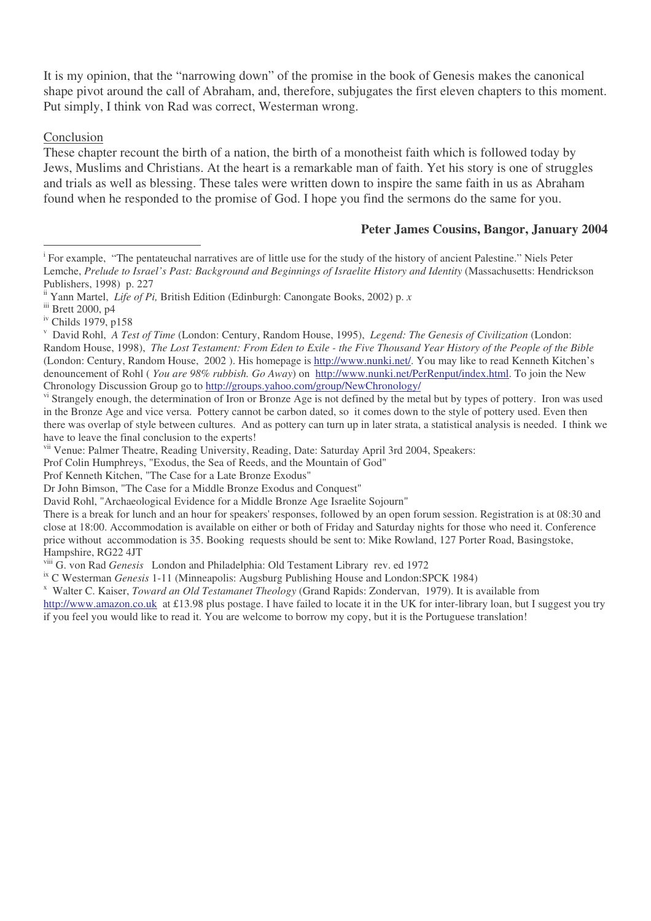It is my opinion, that the "narrowing down" of the promise in the book of Genesis makes the canonical shape pivot around the call of Abraham, and, therefore, subjugates the first eleven chapters to this moment. Put simply, I think von Rad was correct, Westerman wrong.

Conclusion

These chapter recount the birth of a nation, the birth of a monotheist faith which is followed today by Jews, Muslims and Christians. At the heart is a remarkable man of faith. Yet his story is one of struggles and trials as well as blessing. These tales were written down to inspire the same faith in us as Abraham found when he responded to the promise of God. I hope you find the sermons do the same for you.

**Peter James Cousins, Bangor, January 2004**

---

[i] For example, "The pentateuchal narratives are of little use for the study of the history of ancient Palestine." Niels Peter Lemche, *Prelude to Israel's Past: Background and Beginnings of Israelite History and Identity* (Massachusetts: Hendrickson Publishers, 1998) p. 227

[ii] Yann Martel, *Life of Pi,* British Edition (Edinburgh: Canongate Books, 2002) p. *x*

[iii] Brett 2000, p4

[iv] Childs 1979, p158

[v] David Rohl, *A Test of Time* (London: Century, Random House, 1995), *Legend: The Genesis of Civilization* (London: Random House, 1998), *The Lost Testament: From Eden to Exile - the Five Thousand Year History of the People of the Bible* (London: Century, Random House, 2002 ). His homepage is http://www.nunki.net/. You may like to read Kenneth Kitchen's denouncement of Rohl ( *You are 98% rubbish. Go Away*) on http://www.nunki.net/PerRenput/index.html. To join the New Chronology Discussion Group go to http://groups.yahoo.com/group/NewChronology/

[vi] Strangely enough, the determination of Iron or Bronze Age is not defined by the metal but by types of pottery. Iron was used in the Bronze Age and vice versa. Pottery cannot be carbon dated, so it comes down to the style of pottery used. Even then there was overlap of style between cultures. And as pottery can turn up in later strata, a statistical analysis is needed. I think we have to leave the final conclusion to the experts!

[vii] Venue: Palmer Theatre, Reading University, Reading, Date: Saturday April 3rd 2004, Speakers:
Prof Colin Humphreys, "Exodus, the Sea of Reeds, and the Mountain of God"
Prof Kenneth Kitchen, "The Case for a Late Bronze Exodus"
Dr John Bimson, "The Case for a Middle Bronze Exodus and Conquest"
David Rohl, "Archaeological Evidence for a Middle Bronze Age Israelite Sojourn"
There is a break for lunch and an hour for speakers' responses, followed by an open forum session. Registration is at 08:30 and close at 18:00. Accommodation is available on either or both of Friday and Saturday nights for those who need it. Conference price without accommodation is 35. Booking requests should be sent to: Mike Rowland, 127 Porter Road, Basingstoke, Hampshire, RG22 4JT

[viii] G. von Rad *Genesis* London and Philadelphia: Old Testament Library rev. ed 1972

[ix] C Westerman *Genesis* 1-11 (Minneapolis: Augsburg Publishing House and London:SPCK 1984)

[x] Walter C. Kaiser, *Toward an Old Testamanet Theology* (Grand Rapids: Zondervan, 1979). It is available from http://www.amazon.co.uk at £13.98 plus postage. I have failed to locate it in the UK for inter-library loan, but I suggest you try if you feel you would like to read it. You are welcome to borrow my copy, but it is the Portuguese translation!